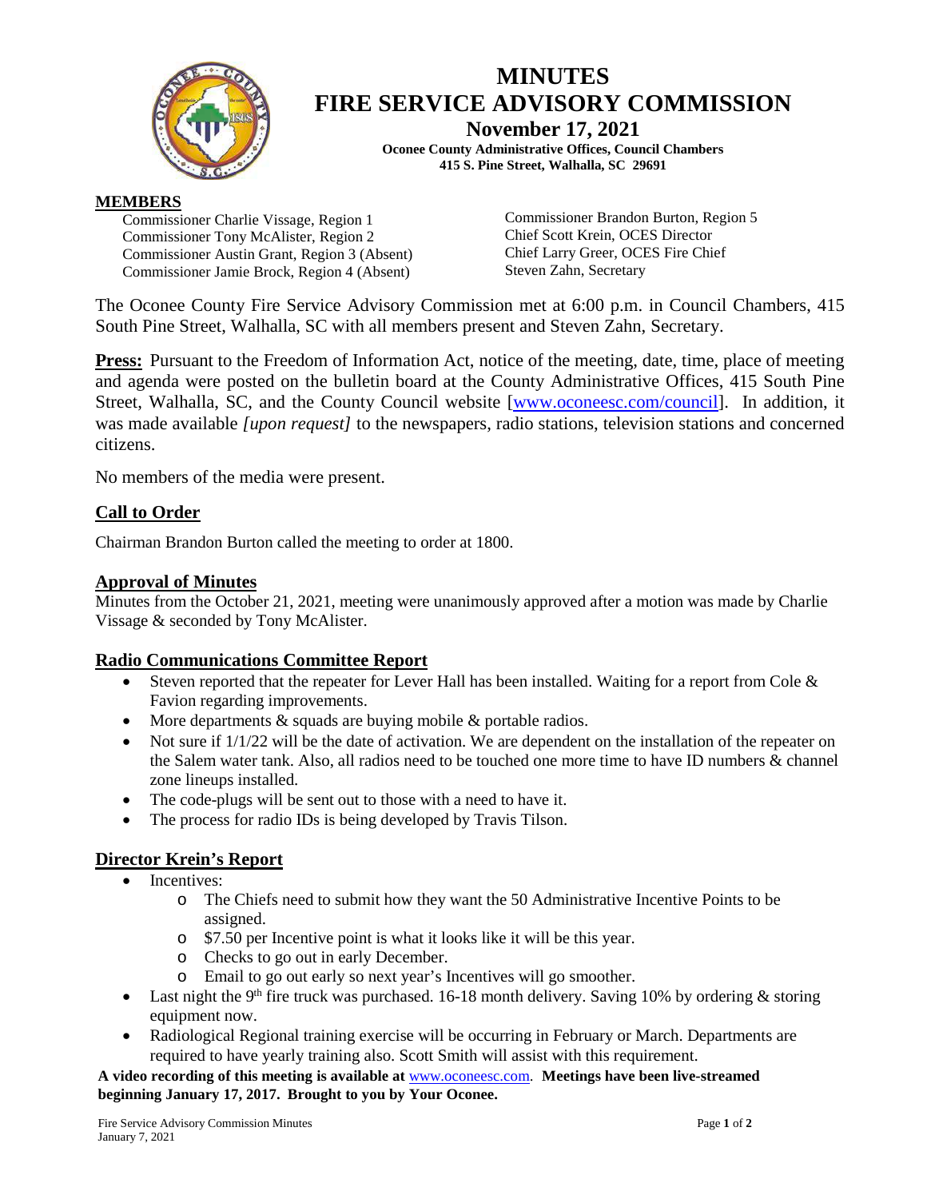# MINUTES
# FIRE SERVICE ADVISORY COMMISSION

**November 17, 2021**

**Oconee County Administrative Offices, Council Chambers**
**415 S. Pine Street, Walhalla, SC 29691**

**MEMBERS**

Commissioner Charlie Vissage, Region 1
Commissioner Tony McAlister, Region 2
Commissioner Austin Grant, Region 3 (Absent)
Commissioner Jamie Brock, Region 4 (Absent)
Commissioner Brandon Burton, Region 5
Chief Scott Krein, OCES Director
Chief Larry Greer, OCES Fire Chief
Steven Zahn, Secretary

The Oconee County Fire Service Advisory Commission met at 6:00 p.m. in Council Chambers, 415 South Pine Street, Walhalla, SC with all members present and Steven Zahn, Secretary.

**Press:** Pursuant to the Freedom of Information Act, notice of the meeting, date, time, place of meeting and agenda were posted on the bulletin board at the County Administrative Offices, 415 South Pine Street, Walhalla, SC, and the County Council website [www.oconeesc.com/council]. In addition, it was made available *[upon request]* to the newspapers, radio stations, television stations and concerned citizens.

No members of the media were present.

## Call to Order

Chairman Brandon Burton called the meeting to order at 1800.

## Approval of Minutes

Minutes from the October 21, 2021, meeting were unanimously approved after a motion was made by Charlie Vissage & seconded by Tony McAlister.

## Radio Communications Committee Report

- Steven reported that the repeater for Lever Hall has been installed. Waiting for a report from Cole & Favion regarding improvements.
- More departments & squads are buying mobile & portable radios.
- Not sure if 1/1/22 will be the date of activation. We are dependent on the installation of the repeater on the Salem water tank. Also, all radios need to be touched one more time to have ID numbers & channel zone lineups installed.
- The code-plugs will be sent out to those with a need to have it.
- The process for radio IDs is being developed by Travis Tilson.

## Director Krein's Report

- Incentives:
  - The Chiefs need to submit how they want the 50 Administrative Incentive Points to be assigned.
  - $7.50 per Incentive point is what it looks like it will be this year.
  - Checks to go out in early December.
  - Email to go out early so next year's Incentives will go smoother.
- Last night the 9th fire truck was purchased. 16-18 month delivery. Saving 10% by ordering & storing equipment now.
- Radiological Regional training exercise will be occurring in February or March. Departments are required to have yearly training also. Scott Smith will assist with this requirement.

**A video recording of this meeting is available at** www.oconeesc.com. **Meetings have been live-streamed beginning January 17, 2017. Brought to you by Your Oconee.**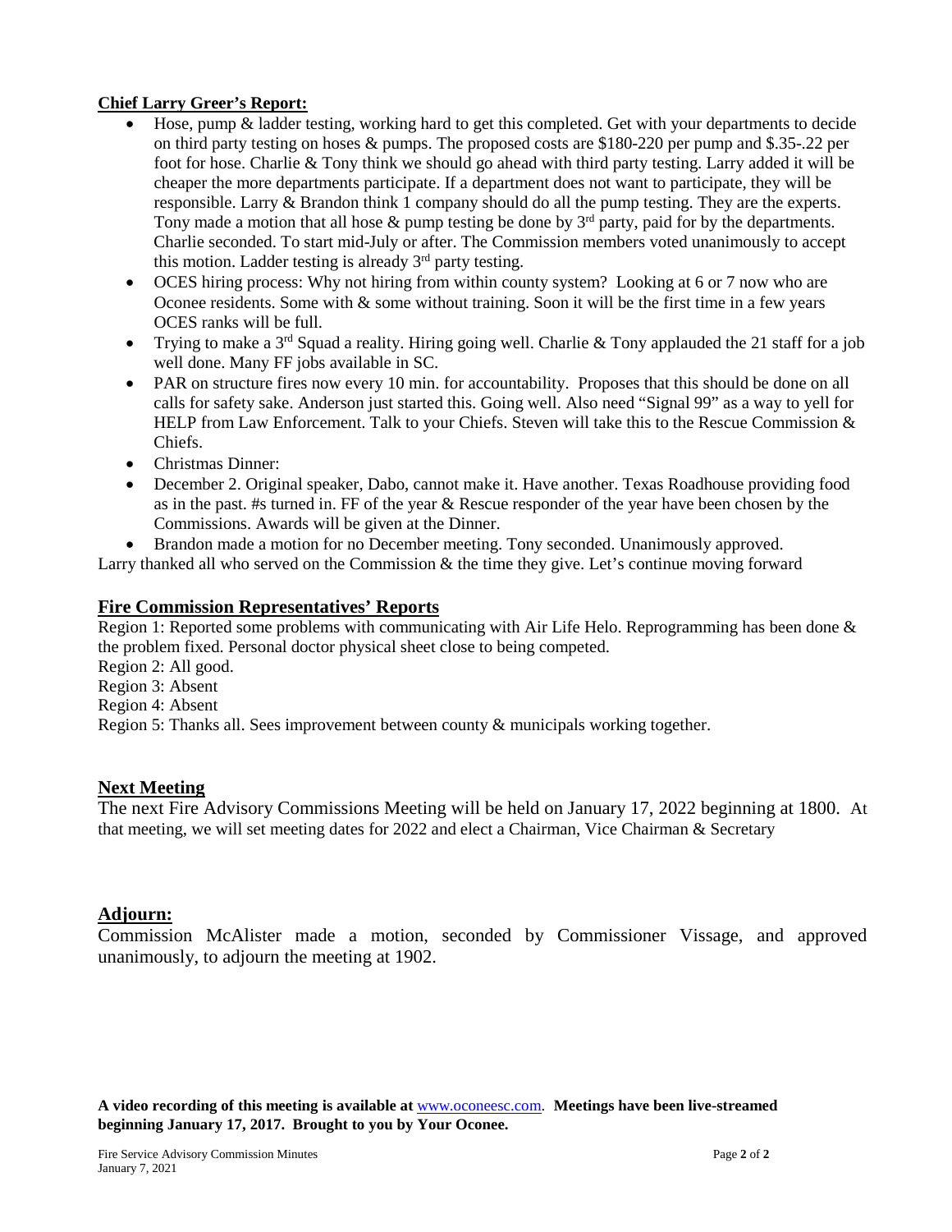**Chief Larry Greer's Report:**

- Hose, pump & ladder testing, working hard to get this completed. Get with your departments to decide on third party testing on hoses & pumps. The proposed costs are $180-220 per pump and $.35-.22 per foot for hose. Charlie & Tony think we should go ahead with third party testing. Larry added it will be cheaper the more departments participate. If a department does not want to participate, they will be responsible. Larry & Brandon think 1 company should do all the pump testing. They are the experts. Tony made a motion that all hose & pump testing be done by 3rd party, paid for by the departments. Charlie seconded. To start mid-July or after. The Commission members voted unanimously to accept this motion. Ladder testing is already 3rd party testing.
- OCES hiring process: Why not hiring from within county system? Looking at 6 or 7 now who are Oconee residents. Some with & some without training. Soon it will be the first time in a few years OCES ranks will be full.
- Trying to make a 3rd Squad a reality. Hiring going well. Charlie & Tony applauded the 21 staff for a job well done. Many FF jobs available in SC.
- PAR on structure fires now every 10 min. for accountability. Proposes that this should be done on all calls for safety sake. Anderson just started this. Going well. Also need "Signal 99" as a way to yell for HELP from Law Enforcement. Talk to your Chiefs. Steven will take this to the Rescue Commission & Chiefs.
- Christmas Dinner:
- December 2. Original speaker, Dabo, cannot make it. Have another. Texas Roadhouse providing food as in the past. #s turned in. FF of the year & Rescue responder of the year have been chosen by the Commissions. Awards will be given at the Dinner.
- Brandon made a motion for no December meeting. Tony seconded. Unanimously approved.

Larry thanked all who served on the Commission & the time they give. Let's continue moving forward

## Fire Commission Representatives' Reports

Region 1: Reported some problems with communicating with Air Life Helo. Reprogramming has been done & the problem fixed. Personal doctor physical sheet close to being competed.

Region 2: All good.

Region 3: Absent

Region 4: Absent

Region 5: Thanks all. Sees improvement between county & municipals working together.

## Next Meeting

The next Fire Advisory Commissions Meeting will be held on January 17, 2022 beginning at 1800. At that meeting, we will set meeting dates for 2022 and elect a Chairman, Vice Chairman & Secretary

## Adjourn:

Commission McAlister made a motion, seconded by Commissioner Vissage, and approved unanimously, to adjourn the meeting at 1902.

**A video recording of this meeting is available at** www.oconeesc.com. **Meetings have been live-streamed beginning January 17, 2017. Brought to you by Your Oconee.**